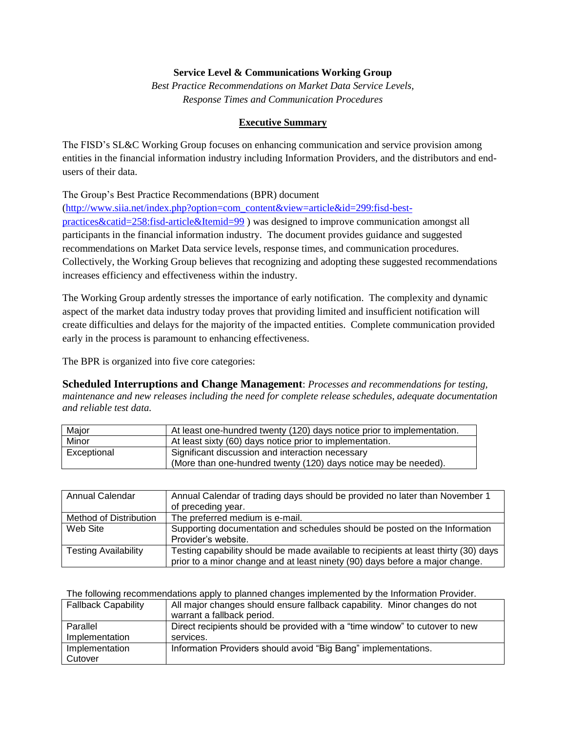**Service Level & Communications Working Group**

*Best Practice Recommendations on Market Data Service Levels, Response Times and Communication Procedures*

## Executive Summary

The FISD's SL&C Working Group focuses on enhancing communication and service provision among entities in the financial information industry including Information Providers, and the distributors and end-users of their data.

The Group's Best Practice Recommendations (BPR) document (http://www.siia.net/index.php?option=com_content&view=article&id=299:fisd-best-practices&catid=258:fisd-article&Itemid=99 ) was designed to improve communication amongst all participants in the financial information industry. The document provides guidance and suggested recommendations on Market Data service levels, response times, and communication procedures. Collectively, the Working Group believes that recognizing and adopting these suggested recommendations increases efficiency and effectiveness within the industry.

The Working Group ardently stresses the importance of early notification. The complexity and dynamic aspect of the market data industry today proves that providing limited and insufficient notification will create difficulties and delays for the majority of the impacted entities. Complete communication provided early in the process is paramount to enhancing effectiveness.

The BPR is organized into five core categories:

**Scheduled Interruptions and Change Management**: *Processes and recommendations for testing, maintenance and new releases including the need for complete release schedules, adequate documentation and reliable test data.*

| | |
|---|---|
| Major | At least one-hundred twenty (120) days notice prior to implementation. |
| Minor | At least sixty (60) days notice prior to implementation. |
| Exceptional | Significant discussion and interaction necessary (More than one-hundred twenty (120) days notice may be needed). |

| | |
|---|---|
| Annual Calendar | Annual Calendar of trading days should be provided no later than November 1 of preceding year. |
| Method of Distribution | The preferred medium is e-mail. |
| Web Site | Supporting documentation and schedules should be posted on the Information Provider's website. |
| Testing Availability | Testing capability should be made available to recipients at least thirty (30) days prior to a minor change and at least ninety (90) days before a major change. |

The following recommendations apply to planned changes implemented by the Information Provider.

| | |
|---|---|
| Fallback Capability | All major changes should ensure fallback capability. Minor changes do not warrant a fallback period. |
| Parallel Implementation | Direct recipients should be provided with a "time window" to cutover to new services. |
| Implementation Cutover | Information Providers should avoid "Big Bang" implementations. |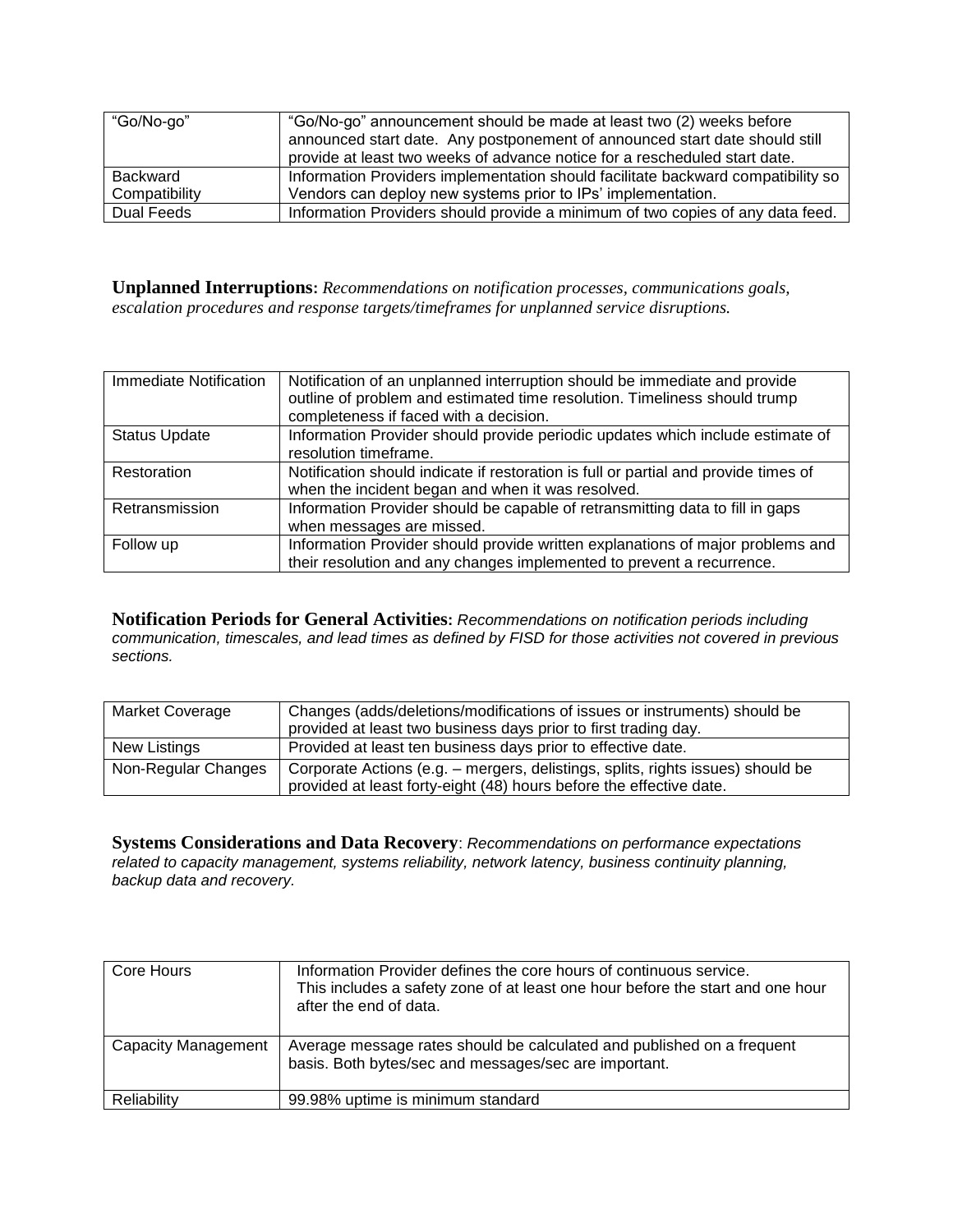| "Go/No-go" | "Go/No-go" announcement should be made at least two (2) weeks before announced start date. Any postponement of announced start date should still provide at least two weeks of advance notice for a rescheduled start date. |
|---|---|
| Backward Compatibility | Information Providers implementation should facilitate backward compatibility so Vendors can deploy new systems prior to IPs' implementation. |
| Dual Feeds | Information Providers should provide a minimum of two copies of any data feed. |

**Unplanned Interruptions:** *Recommendations on notification processes, communications goals, escalation procedures and response targets/timeframes for unplanned service disruptions.*

| Immediate Notification | Notification of an unplanned interruption should be immediate and provide outline of problem and estimated time resolution. Timeliness should trump completeness if faced with a decision. |
|---|---|
| Status Update | Information Provider should provide periodic updates which include estimate of resolution timeframe. |
| Restoration | Notification should indicate if restoration is full or partial and provide times of when the incident began and when it was resolved. |
| Retransmission | Information Provider should be capable of retransmitting data to fill in gaps when messages are missed. |
| Follow up | Information Provider should provide written explanations of major problems and their resolution and any changes implemented to prevent a recurrence. |

**Notification Periods for General Activities:** *Recommendations on notification periods including communication, timescales, and lead times as defined by FISD for those activities not covered in previous sections.*

| Market Coverage | Changes (adds/deletions/modifications of issues or instruments) should be provided at least two business days prior to first trading day. |
|---|---|
| New Listings | Provided at least ten business days prior to effective date. |
| Non-Regular Changes | Corporate Actions (e.g. – mergers, delistings, splits, rights issues) should be provided at least forty-eight (48) hours before the effective date. |

**Systems Considerations and Data Recovery**: *Recommendations on performance expectations related to capacity management, systems reliability, network latency, business continuity planning, backup data and recovery.*

| Core Hours | Information Provider defines the core hours of continuous service. This includes a safety zone of at least one hour before the start and one hour after the end of data. |
|---|---|
| Capacity Management | Average message rates should be calculated and published on a frequent basis. Both bytes/sec and messages/sec are important. |
| Reliability | 99.98% uptime is minimum standard |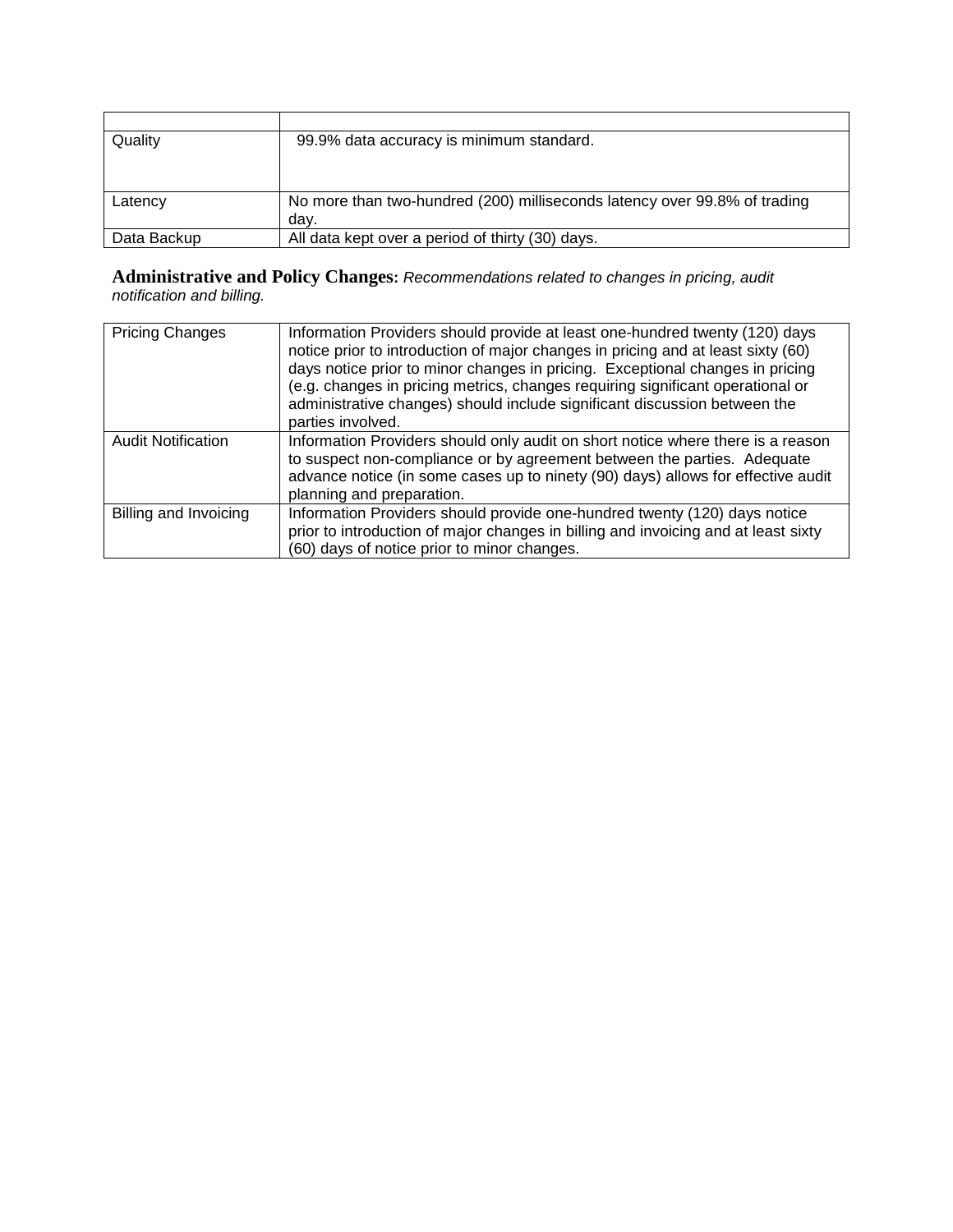| | |
|---|---|
| Quality | 99.9% data accuracy is minimum standard. |
| Latency | No more than two-hundred (200) milliseconds latency over 99.8% of trading day. |
| Data Backup | All data kept over a period of thirty (30) days. |

**Administrative and Policy Changes:** *Recommendations related to changes in pricing, audit notification and billing.*

| | |
|---|---|
| Pricing Changes | Information Providers should provide at least one-hundred twenty (120) days notice prior to introduction of major changes in pricing and at least sixty (60) days notice prior to minor changes in pricing. Exceptional changes in pricing (e.g. changes in pricing metrics, changes requiring significant operational or administrative changes) should include significant discussion between the parties involved. |
| Audit Notification | Information Providers should only audit on short notice where there is a reason to suspect non-compliance or by agreement between the parties. Adequate advance notice (in some cases up to ninety (90) days) allows for effective audit planning and preparation. |
| Billing and Invoicing | Information Providers should provide one-hundred twenty (120) days notice prior to introduction of major changes in billing and invoicing and at least sixty (60) days of notice prior to minor changes. |